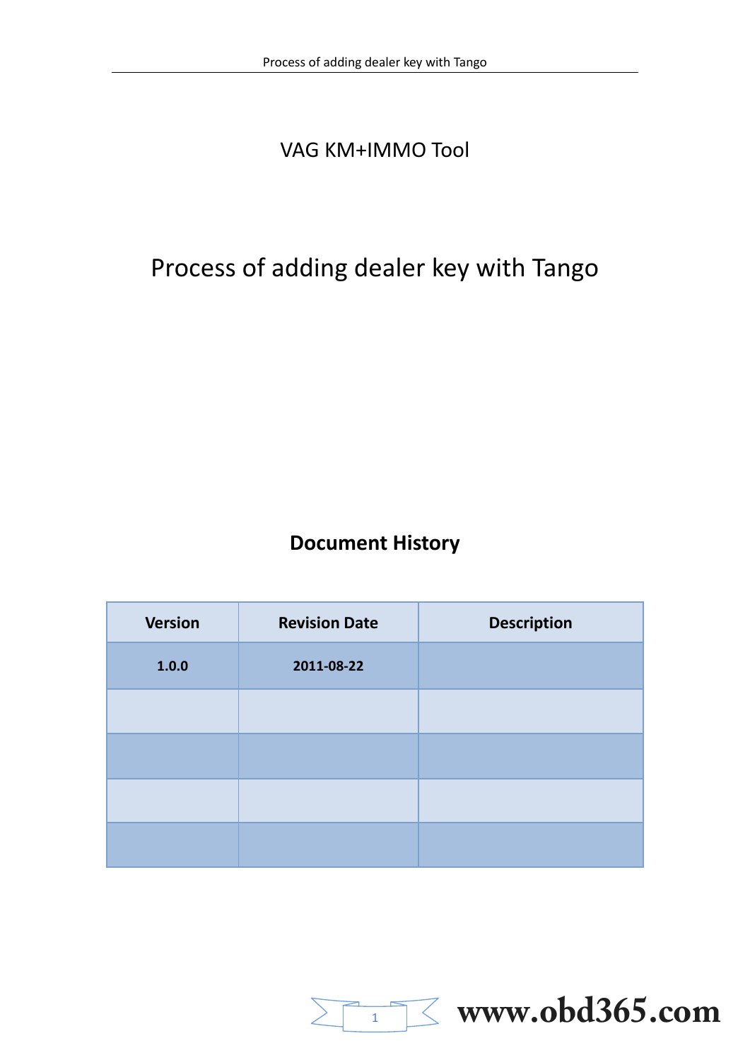VAG KM+IMMO Tool

# Process of adding dealer key with Tango

## Document History

| Version | Revision Date | Description |
|---|---|---|
| 1.0.0 | 2011-08-22 | |
| | | |
| | | |
| | | |
| | | |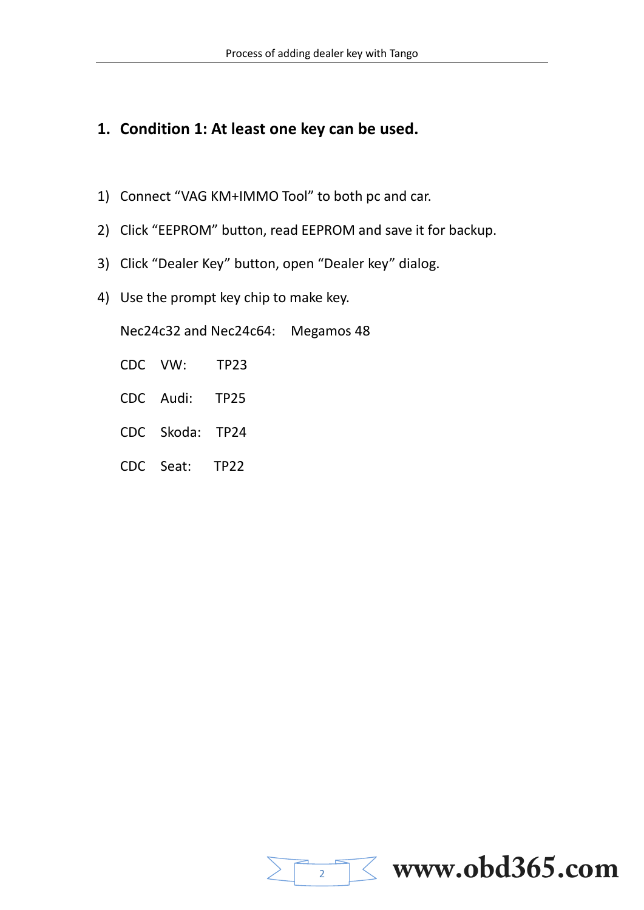## 1. Condition 1: At least one key can be used.

1) Connect "VAG KM+IMMO Tool" to both pc and car.
2) Click "EEPROM" button, read EEPROM and save it for backup.
3) Click "Dealer Key" button, open "Dealer key" dialog.
4) Use the prompt key chip to make key.

   Nec24c32 and Nec24c64: Megamos 48

   CDC VW: TP23

   CDC Audi: TP25

   CDC Skoda: TP24

   CDC Seat: TP22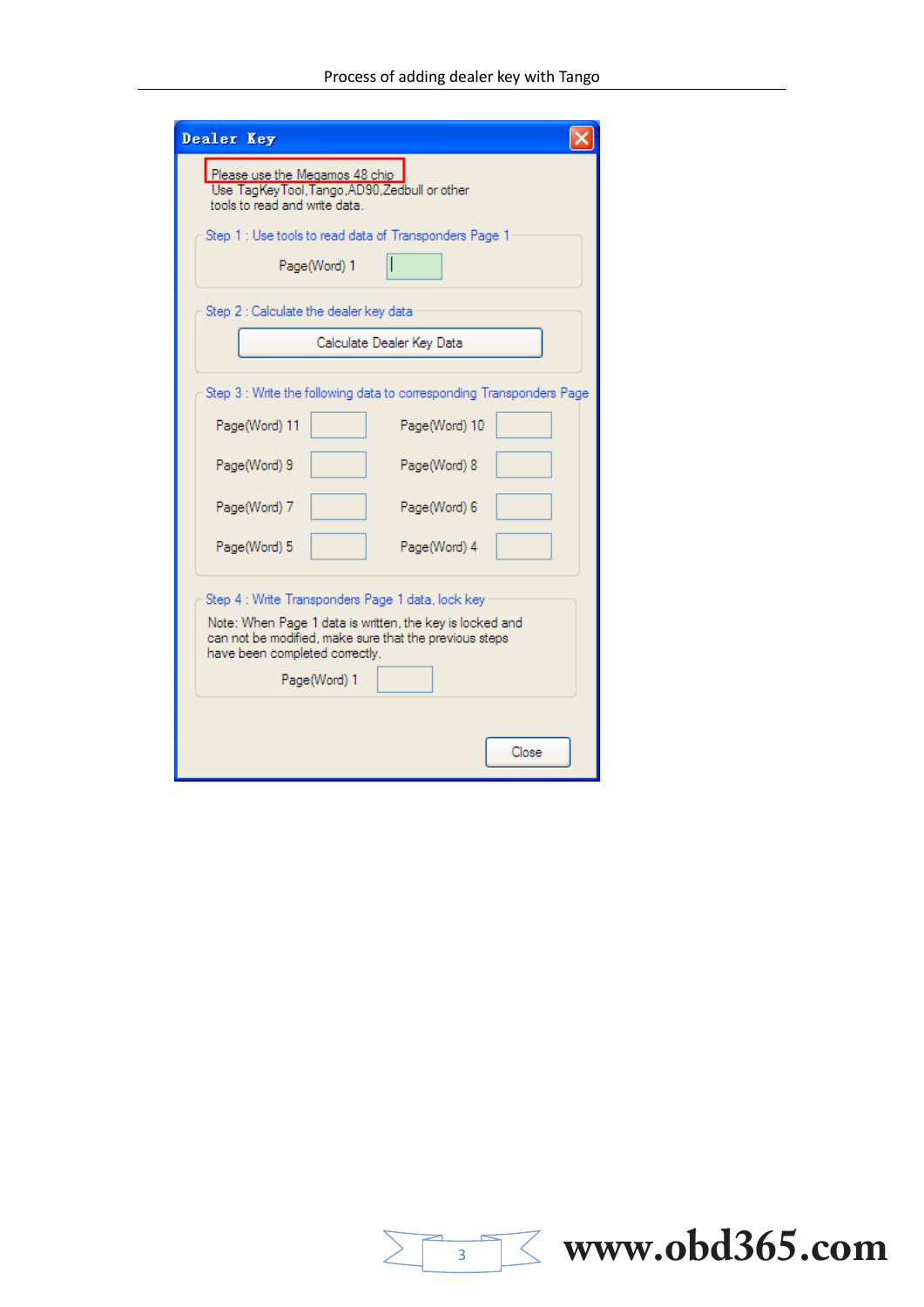**Dealer Key**

Please use the Megamos 48 chip
Use TagKeyTool,Tango,AD90,Zedbull or other tools to read and write data.

**Step 1 : Use tools to read data of Transponders Page 1**

Page(Word) 1

**Step 2 : Calculate the dealer key data**

Calculate Dealer Key Data

**Step 3 : Write the following data to corresponding Transponders Page**

| | | | |
|---|---|---|---|
| Page(Word) 11 | | Page(Word) 10 | |
| Page(Word) 9 | | Page(Word) 8 | |
| Page(Word) 7 | | Page(Word) 6 | |
| Page(Word) 5 | | Page(Word) 4 | |

**Step 4 : Write Transponders Page 1 data, lock key**

Note: When Page 1 data is written, the key is locked and can not be modified, make sure that the previous steps have been completed correctly.

Page(Word) 1

Close

www.obd365.com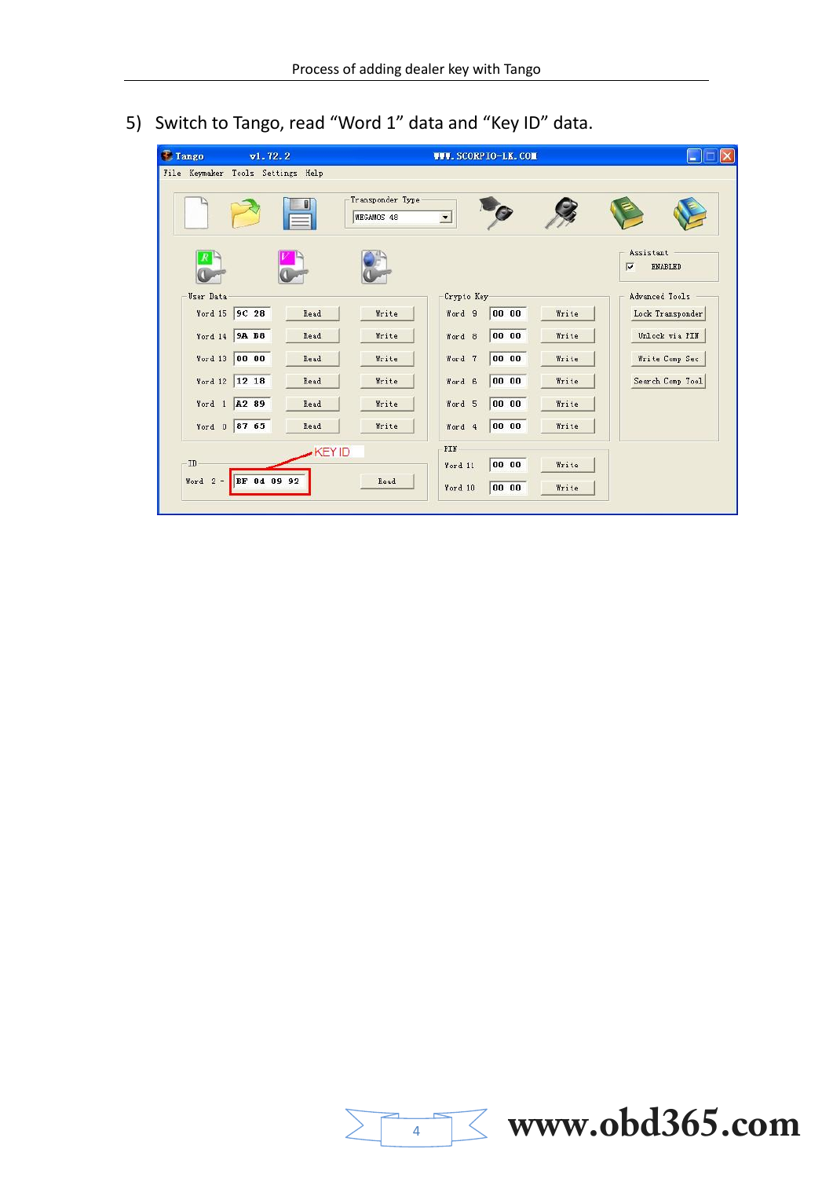5) Switch to Tango, read "Word 1" data and "Key ID" data.

Tango v1.72.2 WWW.SCORPIO-LK.COM

File Keymaker Tools Settings Help

Transponder Type: MEGAMOS 48

Assistant: ENABLED

User Data

| | | | |
|---|---|---|---|
| Word 15 | 9C 28 | Read | Write |
| Word 14 | 9A B8 | Read | Write |
| Word 13 | 00 00 | Read | Write |
| Word 12 | 12 18 | Read | Write |
| Word 1 | A2 89 | Read | Write |
| Word 0 | 87 65 | Read | Write |

Crypto Key

| | | |
|---|---|---|
| Word 9 | 00 00 | Write |
| Word 8 | 00 00 | Write |
| Word 7 | 00 00 | Write |
| Word 6 | 00 00 | Write |
| Word 5 | 00 00 | Write |
| Word 4 | 00 00 | Write |

Advanced Tools: Lock Transponder, Unlock via PIN, Write Comp Sec, Search Comp Tool

ID — KEY ID

Word 2 - BF 04 09 92 Read

PIN

| | | |
|---|---|---|
| Word 11 | 00 00 | Write |
| Word 10 | 00 00 | Write |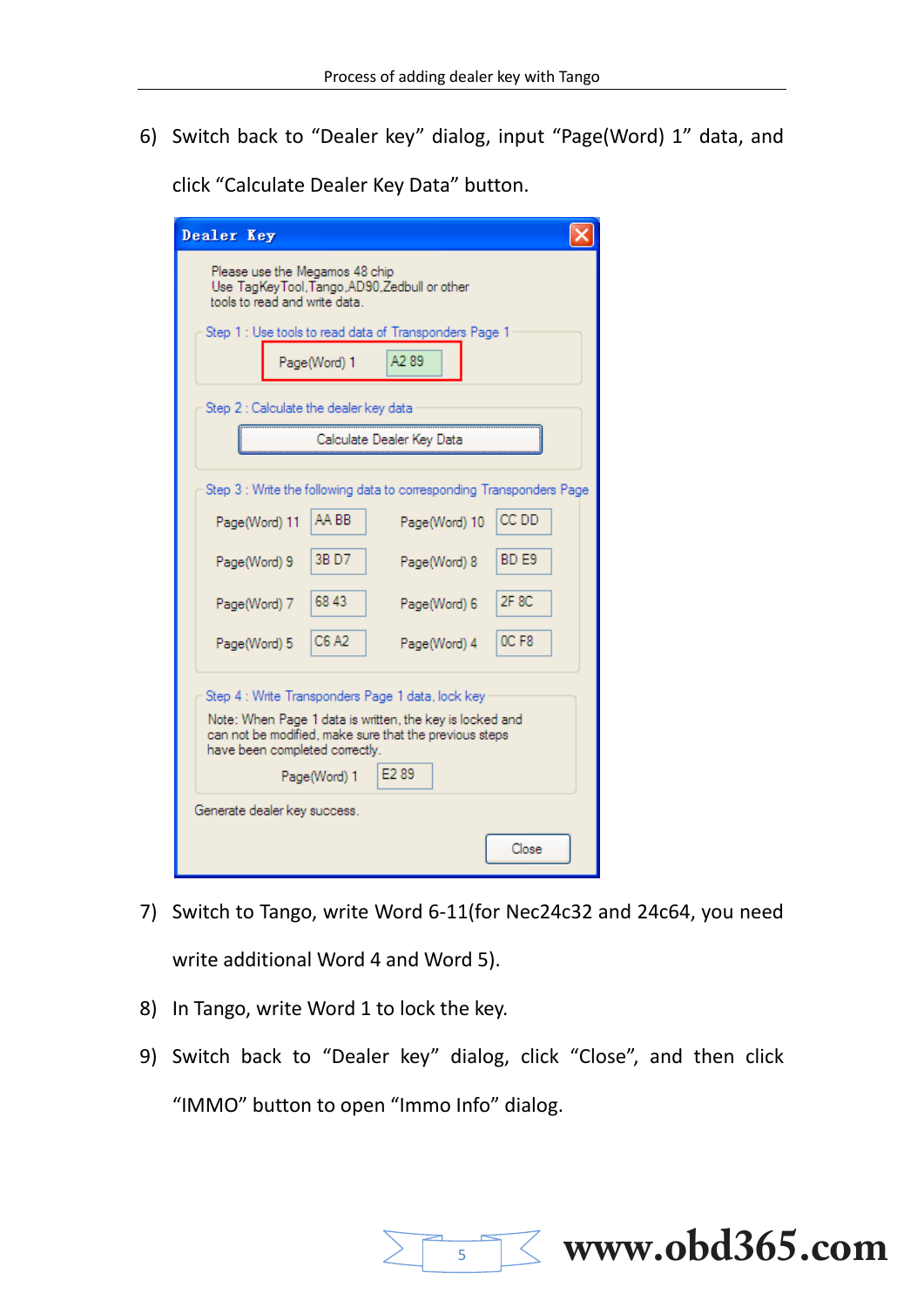6) Switch back to "Dealer key" dialog, input "Page(Word) 1" data, and click "Calculate Dealer Key Data" button.

**Dealer Key**

Please use the Megamos 48 chip
Use TagKeyTool,Tango,AD90,Zedbull or other tools to read and write data.

Step 1 : Use tools to read data of Transponders Page 1

Page(Word) 1 A2 89

Step 2 : Calculate the dealer key data

Calculate Dealer Key Data

Step 3 : Write the following data to corresponding Transponders Page

| Page(Word) | Data | Page(Word) | Data |
|---|---|---|---|
| Page(Word) 11 | AA BB | Page(Word) 10 | CC DD |
| Page(Word) 9 | 3B D7 | Page(Word) 8 | BD E9 |
| Page(Word) 7 | 68 43 | Page(Word) 6 | 2F 8C |
| Page(Word) 5 | C6 A2 | Page(Word) 4 | 0C F8 |

Step 4 : Write Transponders Page 1 data, lock key

Note: When Page 1 data is written, the key is locked and can not be modified, make sure that the previous steps have been completed correctly.

Page(Word) 1 E2 89

Generate dealer key success.

Close

7) Switch to Tango, write Word 6-11(for Nec24c32 and 24c64, you need write additional Word 4 and Word 5).

8) In Tango, write Word 1 to lock the key.

9) Switch back to "Dealer key" dialog, click "Close", and then click "IMMO" button to open "Immo Info" dialog.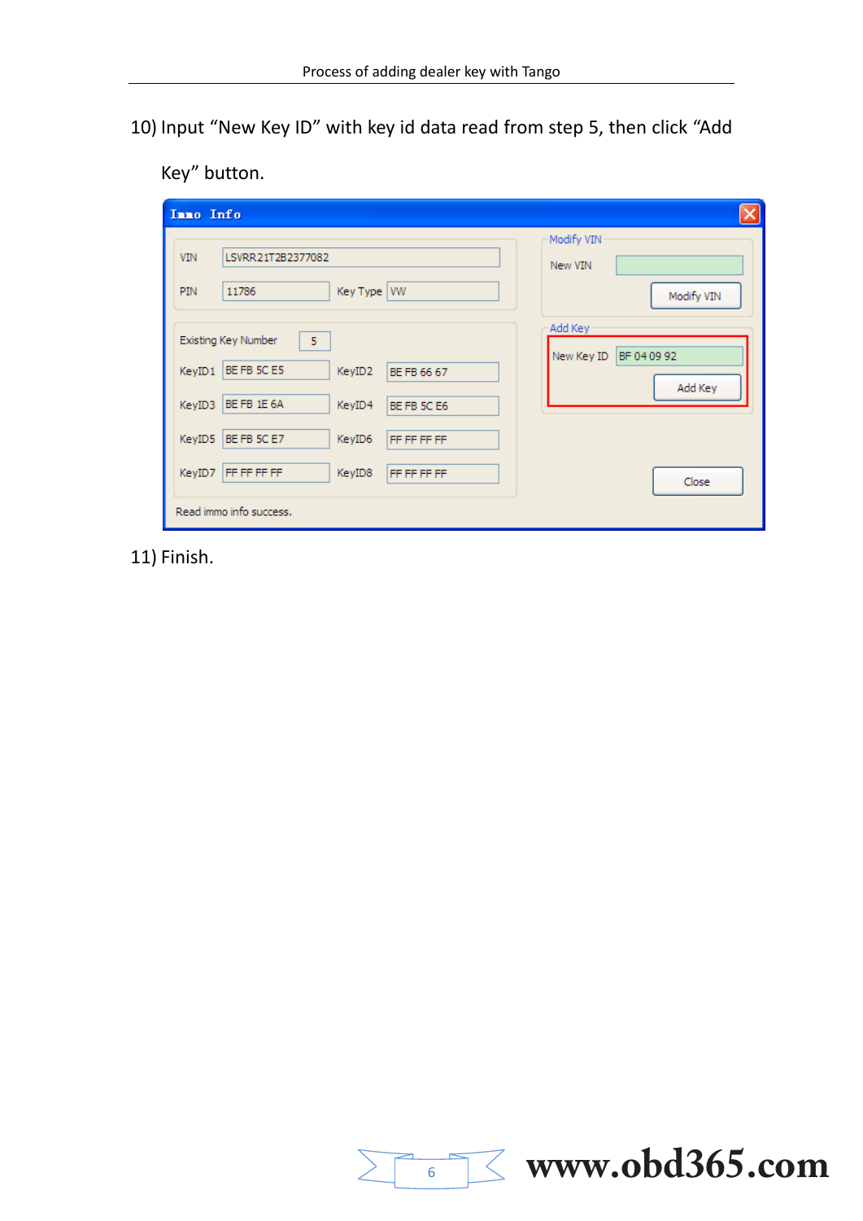10) Input “New Key ID” with key id data read from step 5, then click “Add Key” button.

11) Finish.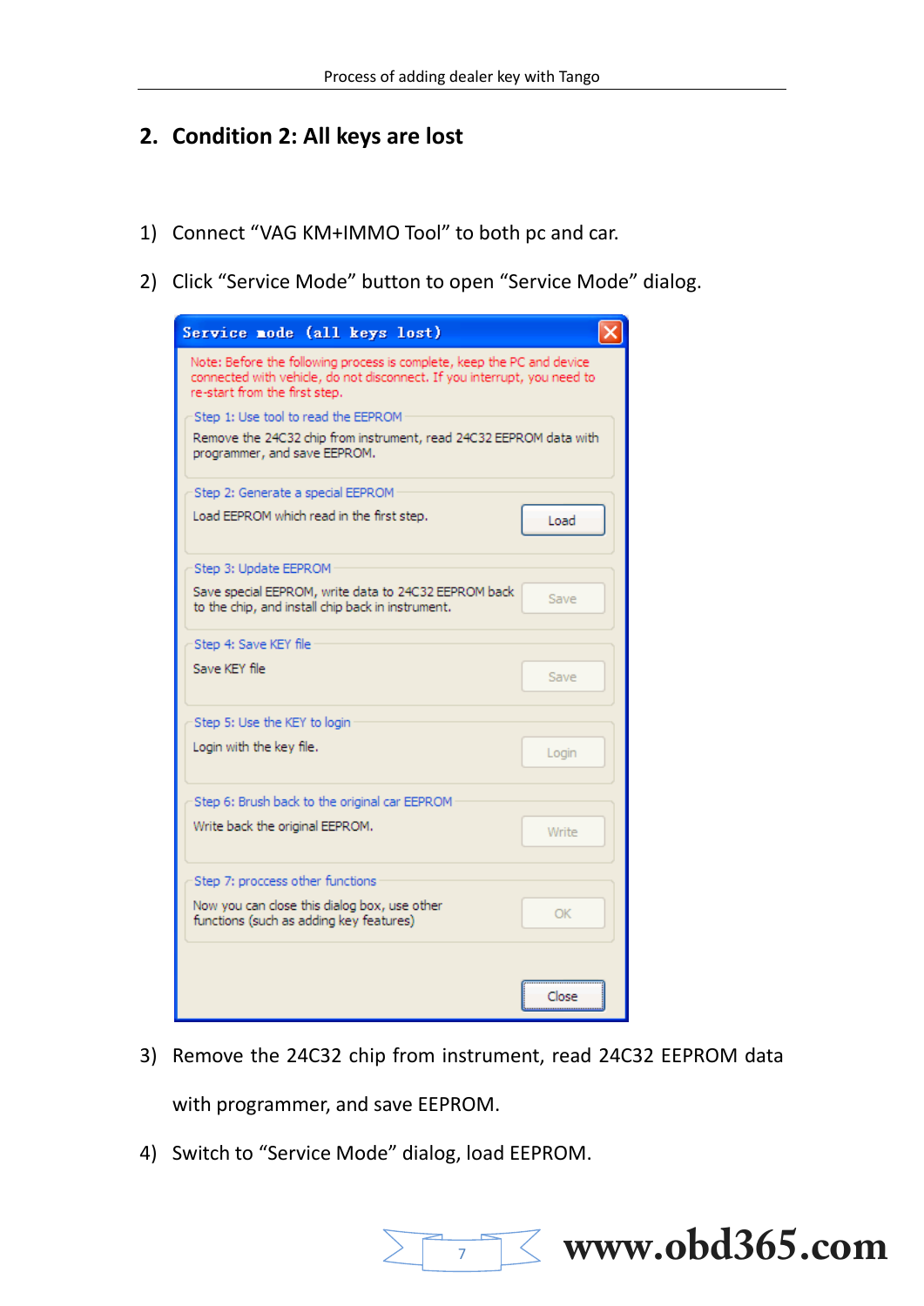## 2. Condition 2: All keys are lost

1) Connect “VAG KM+IMMO Tool” to both pc and car.

2) Click “Service Mode” button to open “Service Mode” dialog.

**Service mode (all keys lost)**

Note: Before the following process is complete, keep the PC and device connected with vehicle, do not disconnect. If you interrupt, you need to re-start from the first step.

Step 1: Use tool to read the EEPROM
Remove the 24C32 chip from instrument, read 24C32 EEPROM data with programmer, and save EEPROM.

Step 2: Generate a special EEPROM
Load EEPROM which read in the first step. [Load]

Step 3: Update EEPROM
Save special EEPROM, write data to 24C32 EEPROM back to the chip, and install chip back in instrument. [Save]

Step 4: Save KEY file
Save KEY file [Save]

Step 5: Use the KEY to login
Login with the key file. [Login]

Step 6: Brush back to the original car EEPROM
Write back the original EEPROM. [Write]

Step 7: proccess other functions
Now you can close this dialog box, use other functions (such as adding key features) [OK]

[Close]

3) Remove the 24C32 chip from instrument, read 24C32 EEPROM data with programmer, and save EEPROM.

4) Switch to “Service Mode” dialog, load EEPROM.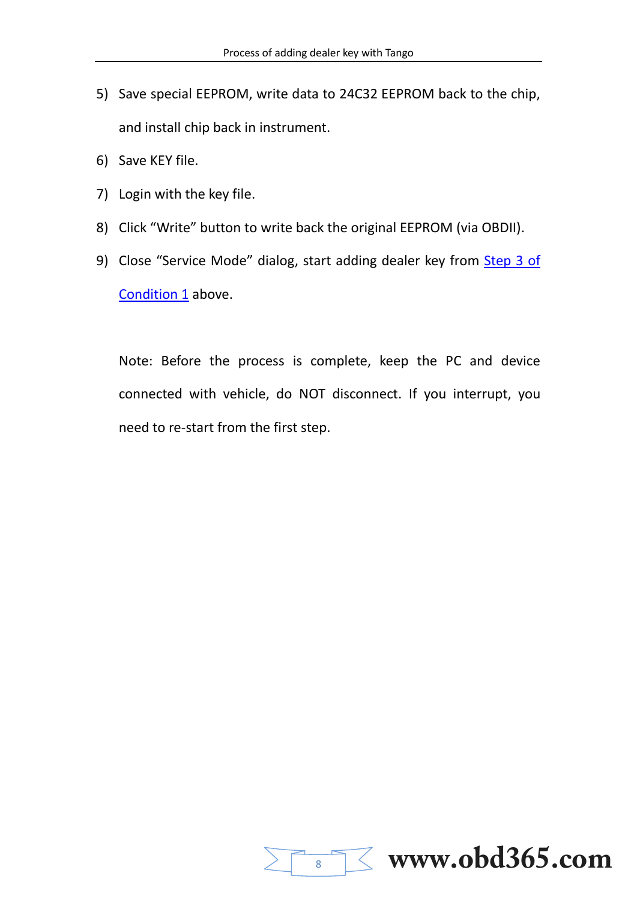5) Save special EEPROM, write data to 24C32 EEPROM back to the chip, and install chip back in instrument.
6) Save KEY file.
7) Login with the key file.
8) Click “Write” button to write back the original EEPROM (via OBDII).
9) Close “Service Mode” dialog, start adding dealer key from Step 3 of Condition 1 above.

Note: Before the process is complete, keep the PC and device connected with vehicle, do NOT disconnect. If you interrupt, you need to re-start from the first step.